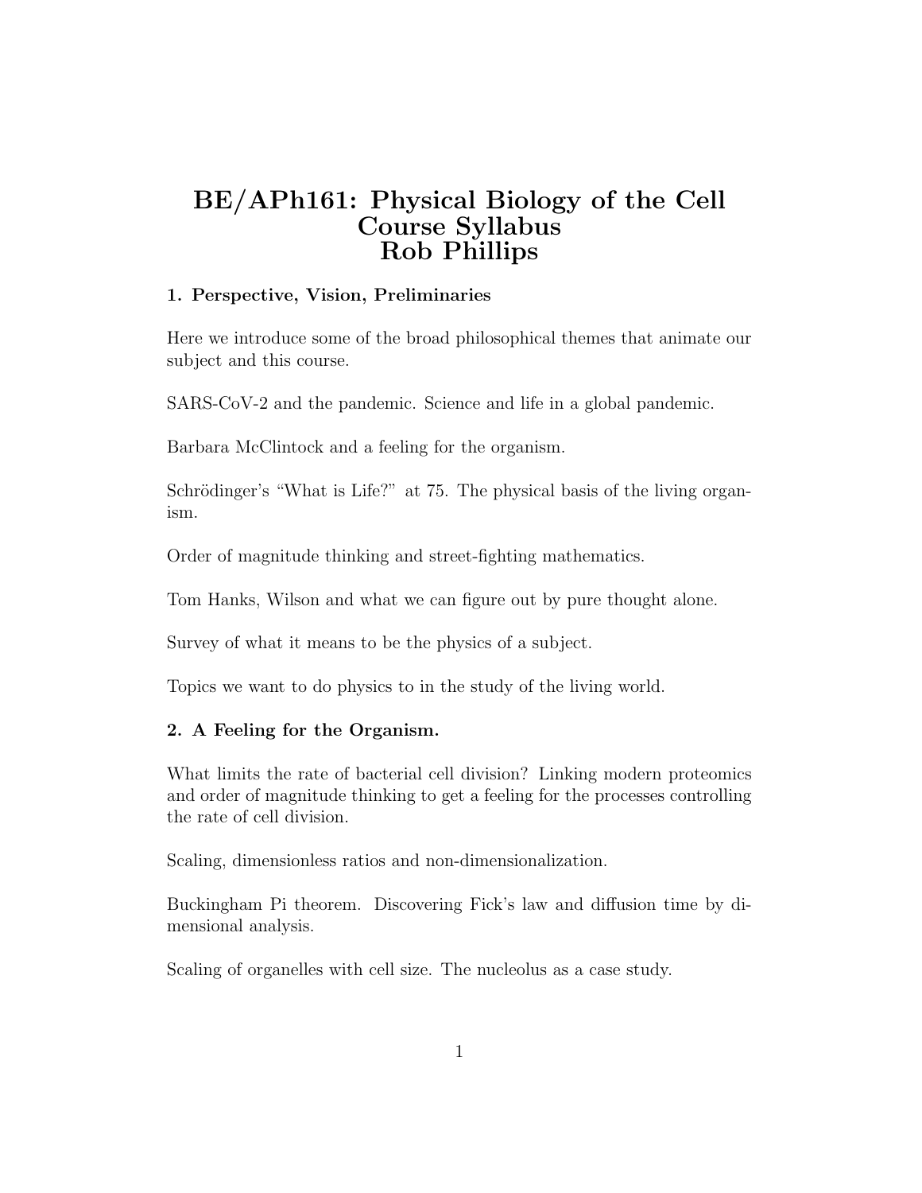# BE/APh161: Physical Biology of the Cell
# Course Syllabus
# Rob Phillips

### 1. Perspective, Vision, Preliminaries

Here we introduce some of the broad philosophical themes that animate our subject and this course.

SARS-CoV-2 and the pandemic. Science and life in a global pandemic.

Barbara McClintock and a feeling for the organism.

Schrödinger's "What is Life?" at 75. The physical basis of the living organism.

Order of magnitude thinking and street-fighting mathematics.

Tom Hanks, Wilson and what we can figure out by pure thought alone.

Survey of what it means to be the physics of a subject.

Topics we want to do physics to in the study of the living world.

### 2. A Feeling for the Organism.

What limits the rate of bacterial cell division? Linking modern proteomics and order of magnitude thinking to get a feeling for the processes controlling the rate of cell division.

Scaling, dimensionless ratios and non-dimensionalization.

Buckingham Pi theorem. Discovering Fick's law and diffusion time by dimensional analysis.

Scaling of organelles with cell size. The nucleolus as a case study.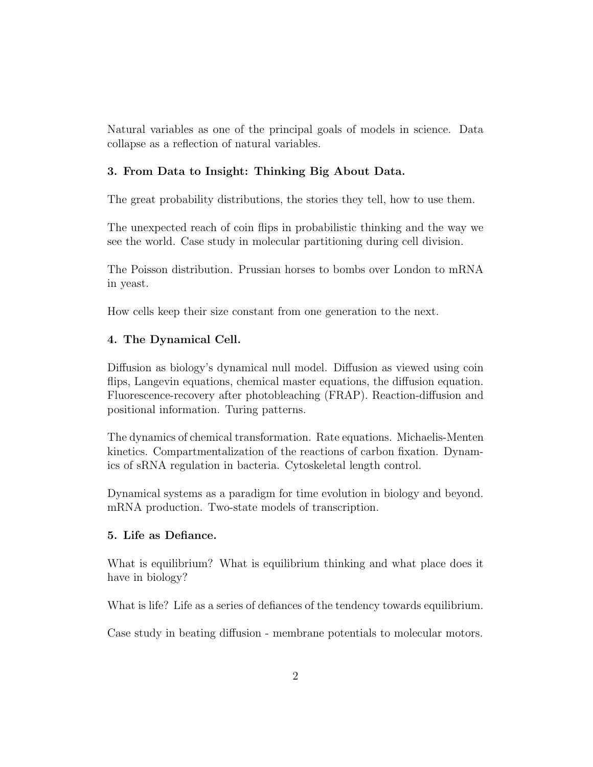Natural variables as one of the principal goals of models in science. Data collapse as a reflection of natural variables.

**3. From Data to Insight: Thinking Big About Data.**

The great probability distributions, the stories they tell, how to use them.

The unexpected reach of coin flips in probabilistic thinking and the way we see the world. Case study in molecular partitioning during cell division.

The Poisson distribution. Prussian horses to bombs over London to mRNA in yeast.

How cells keep their size constant from one generation to the next.

**4. The Dynamical Cell.**

Diffusion as biology's dynamical null model. Diffusion as viewed using coin flips, Langevin equations, chemical master equations, the diffusion equation. Fluorescence-recovery after photobleaching (FRAP). Reaction-diffusion and positional information. Turing patterns.

The dynamics of chemical transformation. Rate equations. Michaelis-Menten kinetics. Compartmentalization of the reactions of carbon fixation. Dynamics of sRNA regulation in bacteria. Cytoskeletal length control.

Dynamical systems as a paradigm for time evolution in biology and beyond. mRNA production. Two-state models of transcription.

**5. Life as Defiance.**

What is equilibrium? What is equilibrium thinking and what place does it have in biology?

What is life? Life as a series of defiances of the tendency towards equilibrium.

Case study in beating diffusion - membrane potentials to molecular motors.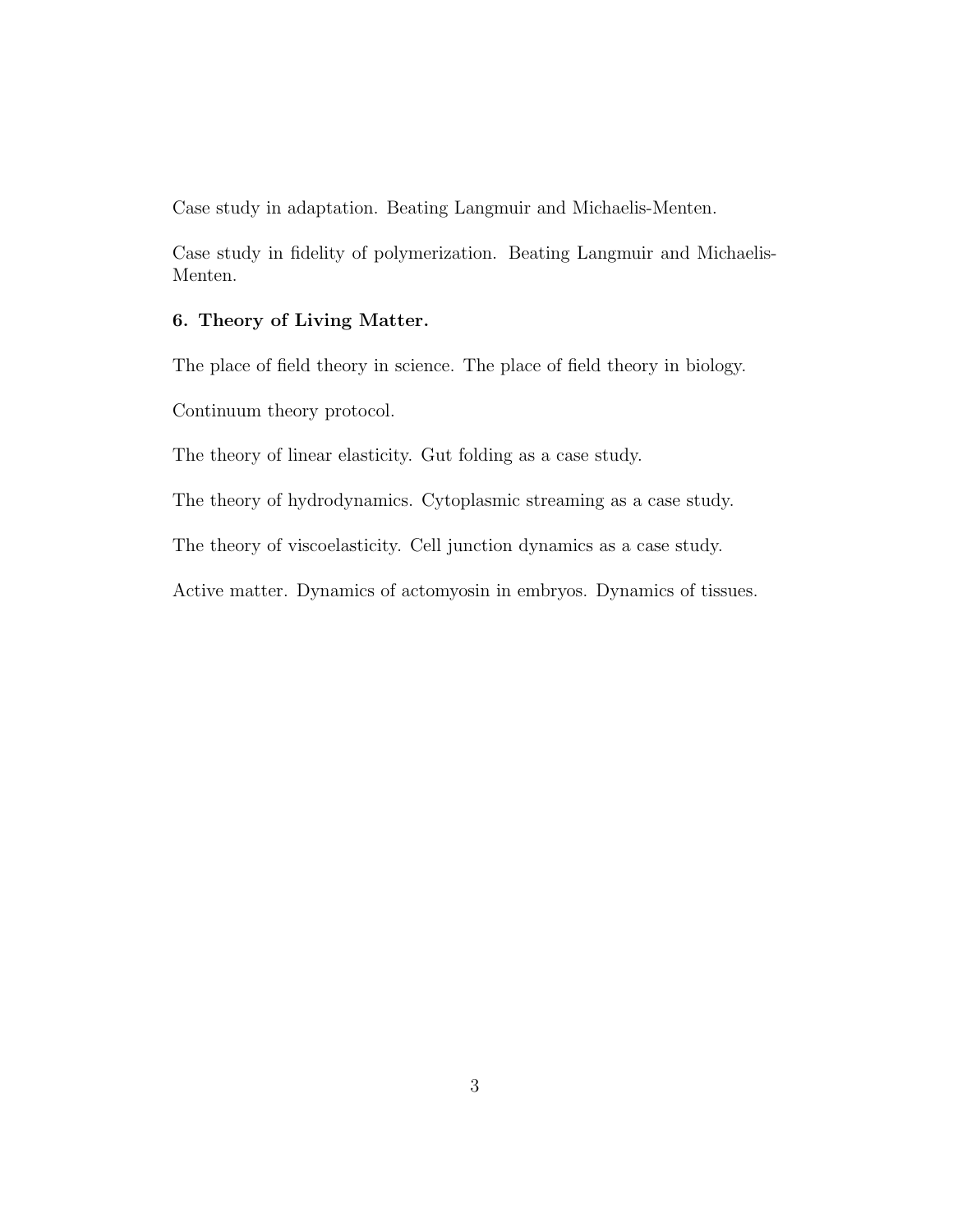Case study in adaptation. Beating Langmuir and Michaelis-Menten.

Case study in fidelity of polymerization. Beating Langmuir and Michaelis-Menten.

### 6. Theory of Living Matter.

The place of field theory in science. The place of field theory in biology.

Continuum theory protocol.

The theory of linear elasticity. Gut folding as a case study.

The theory of hydrodynamics. Cytoplasmic streaming as a case study.

The theory of viscoelasticity. Cell junction dynamics as a case study.

Active matter. Dynamics of actomyosin in embryos. Dynamics of tissues.